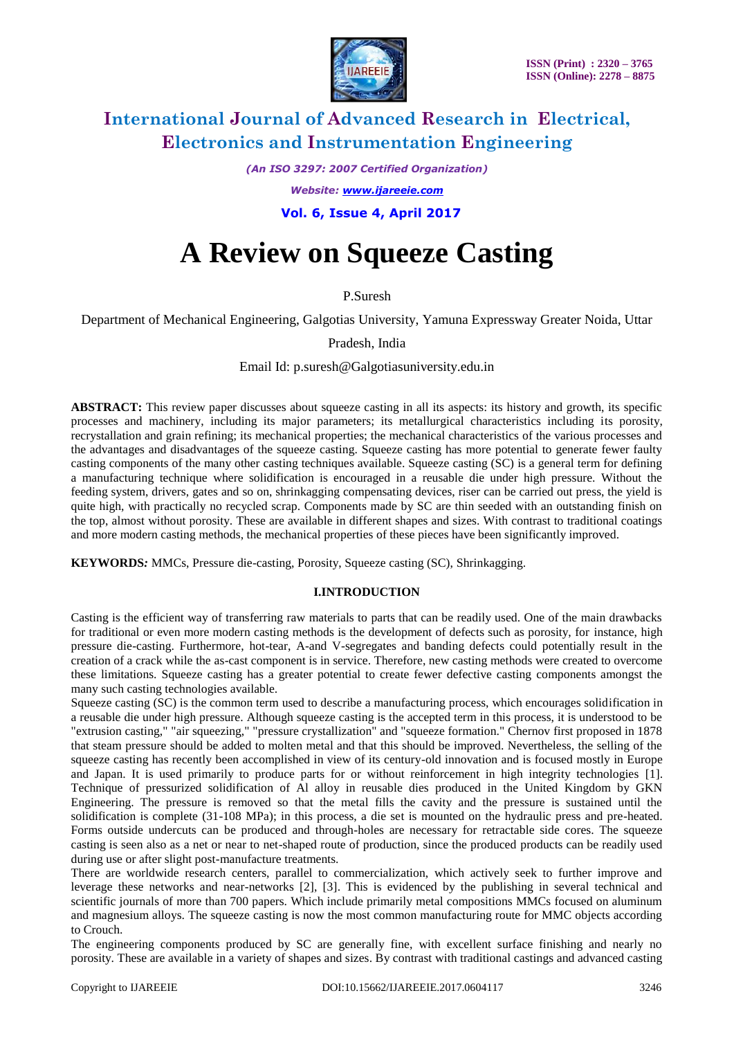# A Review on Squeeze Casting

P.Suresh

Department of Mechanical Engineering, Galgotias University, Yamuna Expressway Greater Noida, Uttar Pradesh, India

Email Id: p.suresh@Galgotiasuniversity.edu.in

**ABSTRACT:** This review paper discusses about squeeze casting in all its aspects: its history and growth, its specific processes and machinery, including its major parameters; its metallurgical characteristics including its porosity, recrystallation and grain refining; its mechanical properties; the mechanical characteristics of the various processes and the advantages and disadvantages of the squeeze casting. Squeeze casting has more potential to generate fewer faulty casting components of the many other casting techniques available. Squeeze casting (SC) is a general term for defining a manufacturing technique where solidification is encouraged in a reusable die under high pressure. Without the feeding system, drivers, gates and so on, shrinkagging compensating devices, riser can be carried out press, the yield is quite high, with practically no recycled scrap. Components made by SC are thin seeded with an outstanding finish on the top, almost without porosity. These are available in different shapes and sizes. With contrast to traditional coatings and more modern casting methods, the mechanical properties of these pieces have been significantly improved.

**KEYWORDS:** MMCs, Pressure die-casting, Porosity, Squeeze casting (SC), Shrinkagging.

## I.INTRODUCTION

Casting is the efficient way of transferring raw materials to parts that can be readily used. One of the main drawbacks for traditional or even more modern casting methods is the development of defects such as porosity, for instance, high pressure die-casting. Furthermore, hot-tear, A-and V-segregates and banding defects could potentially result in the creation of a crack while the as-cast component is in service. Therefore, new casting methods were created to overcome these limitations. Squeeze casting has a greater potential to create fewer defective casting components amongst the many such casting technologies available.

Squeeze casting (SC) is the common term used to describe a manufacturing process, which encourages solidification in a reusable die under high pressure. Although squeeze casting is the accepted term in this process, it is understood to be "extrusion casting," "air squeezing," "pressure crystallization" and "squeeze formation." Chernov first proposed in 1878 that steam pressure should be added to molten metal and that this should be improved. Nevertheless, the selling of the squeeze casting has recently been accomplished in view of its century-old innovation and is focused mostly in Europe and Japan. It is used primarily to produce parts for or without reinforcement in high integrity technologies [1]. Technique of pressurized solidification of Al alloy in reusable dies produced in the United Kingdom by GKN Engineering. The pressure is removed so that the metal fills the cavity and the pressure is sustained until the solidification is complete (31-108 MPa); in this process, a die set is mounted on the hydraulic press and pre-heated. Forms outside undercuts can be produced and through-holes are necessary for retractable side cores. The squeeze casting is seen also as a net or near to net-shaped route of production, since the produced products can be readily used during use or after slight post-manufacture treatments.

There are worldwide research centers, parallel to commercialization, which actively seek to further improve and leverage these networks and near-networks [2], [3]. This is evidenced by the publishing in several technical and scientific journals of more than 700 papers. Which include primarily metal compositions MMCs focused on aluminum and magnesium alloys. The squeeze casting is now the most common manufacturing route for MMC objects according to Crouch.

The engineering components produced by SC are generally fine, with excellent surface finishing and nearly no porosity. These are available in a variety of shapes and sizes. By contrast with traditional castings and advanced casting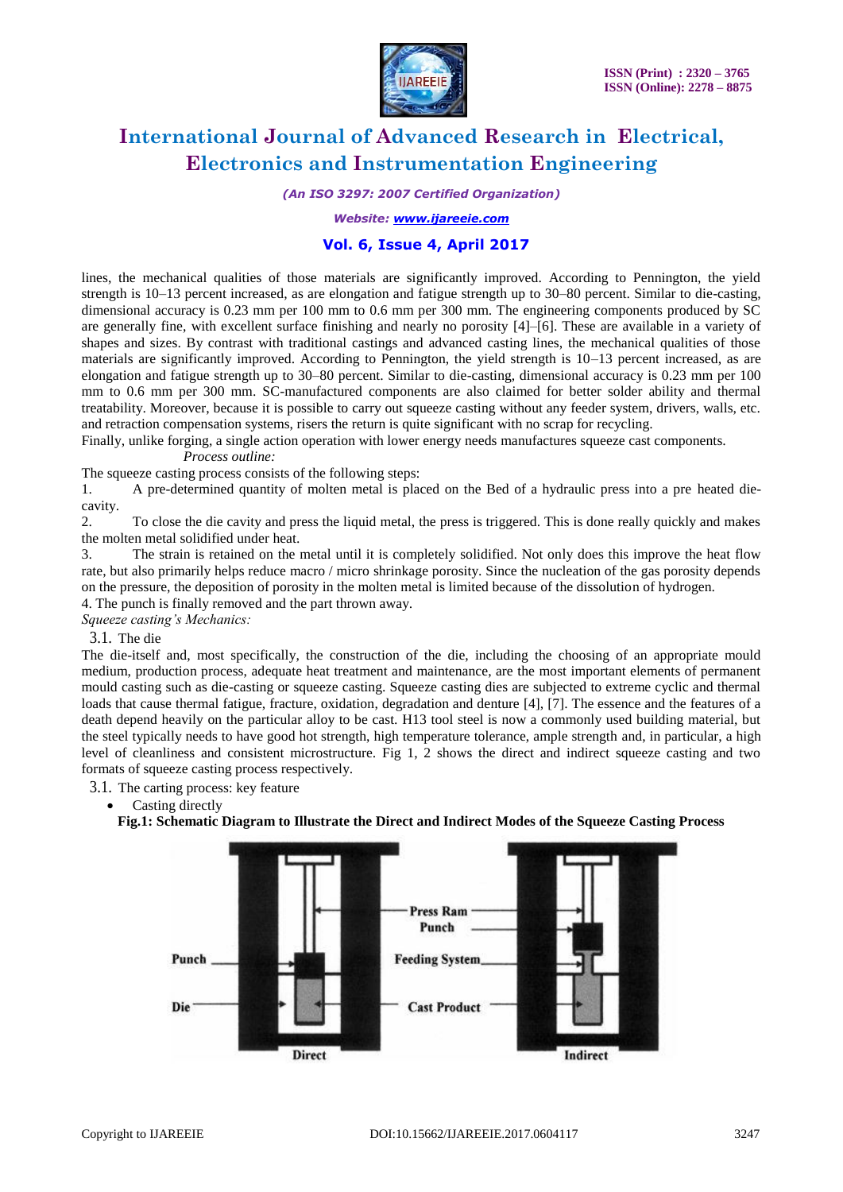lines, the mechanical qualities of those materials are significantly improved. According to Pennington, the yield strength is 10–13 percent increased, as are elongation and fatigue strength up to 30–80 percent. Similar to die-casting, dimensional accuracy is 0.23 mm per 100 mm to 0.6 mm per 300 mm. The engineering components produced by SC are generally fine, with excellent surface finishing and nearly no porosity [4]–[6]. These are available in a variety of shapes and sizes. By contrast with traditional castings and advanced casting lines, the mechanical qualities of those materials are significantly improved. According to Pennington, the yield strength is 10–13 percent increased, as are elongation and fatigue strength up to 30–80 percent. Similar to die-casting, dimensional accuracy is 0.23 mm per 100 mm to 0.6 mm per 300 mm. SC-manufactured components are also claimed for better solder ability and thermal treatability. Moreover, because it is possible to carry out squeeze casting without any feeder system, drivers, walls, etc. and retraction compensation systems, risers the return is quite significant with no scrap for recycling.

Finally, unlike forging, a single action operation with lower energy needs manufactures squeeze cast components.

*Process outline:*

The squeeze casting process consists of the following steps:

1. A pre-determined quantity of molten metal is placed on the Bed of a hydraulic press into a pre heated die-cavity.
2. To close the die cavity and press the liquid metal, the press is triggered. This is done really quickly and makes the molten metal solidified under heat.
3. The strain is retained on the metal until it is completely solidified. Not only does this improve the heat flow rate, but also primarily helps reduce macro / micro shrinkage porosity. Since the nucleation of the gas porosity depends on the pressure, the deposition of porosity in the molten metal is limited because of the dissolution of hydrogen.
4. The punch is finally removed and the part thrown away.

*Squeeze casting's Mechanics:*

3.1. The die

The die-itself and, most specifically, the construction of the die, including the choosing of an appropriate mould medium, production process, adequate heat treatment and maintenance, are the most important elements of permanent mould casting such as die-casting or squeeze casting. Squeeze casting dies are subjected to extreme cyclic and thermal loads that cause thermal fatigue, fracture, oxidation, degradation and denture [4], [7]. The essence and the features of a death depend heavily on the particular alloy to be cast. H13 tool steel is now a commonly used building material, but the steel typically needs to have good hot strength, high temperature tolerance, ample strength and, in particular, a high level of cleanliness and consistent microstructure. Fig 1, 2 shows the direct and indirect squeeze casting and two formats of squeeze casting process respectively.

3.1. The carting process: key feature

- Casting directly

**Fig.1: Schematic Diagram to Illustrate the Direct and Indirect Modes of the Squeeze Casting Process**

Press Ram
Punch
Punch
Feeding System
Die
Cast Product
Direct
Indirect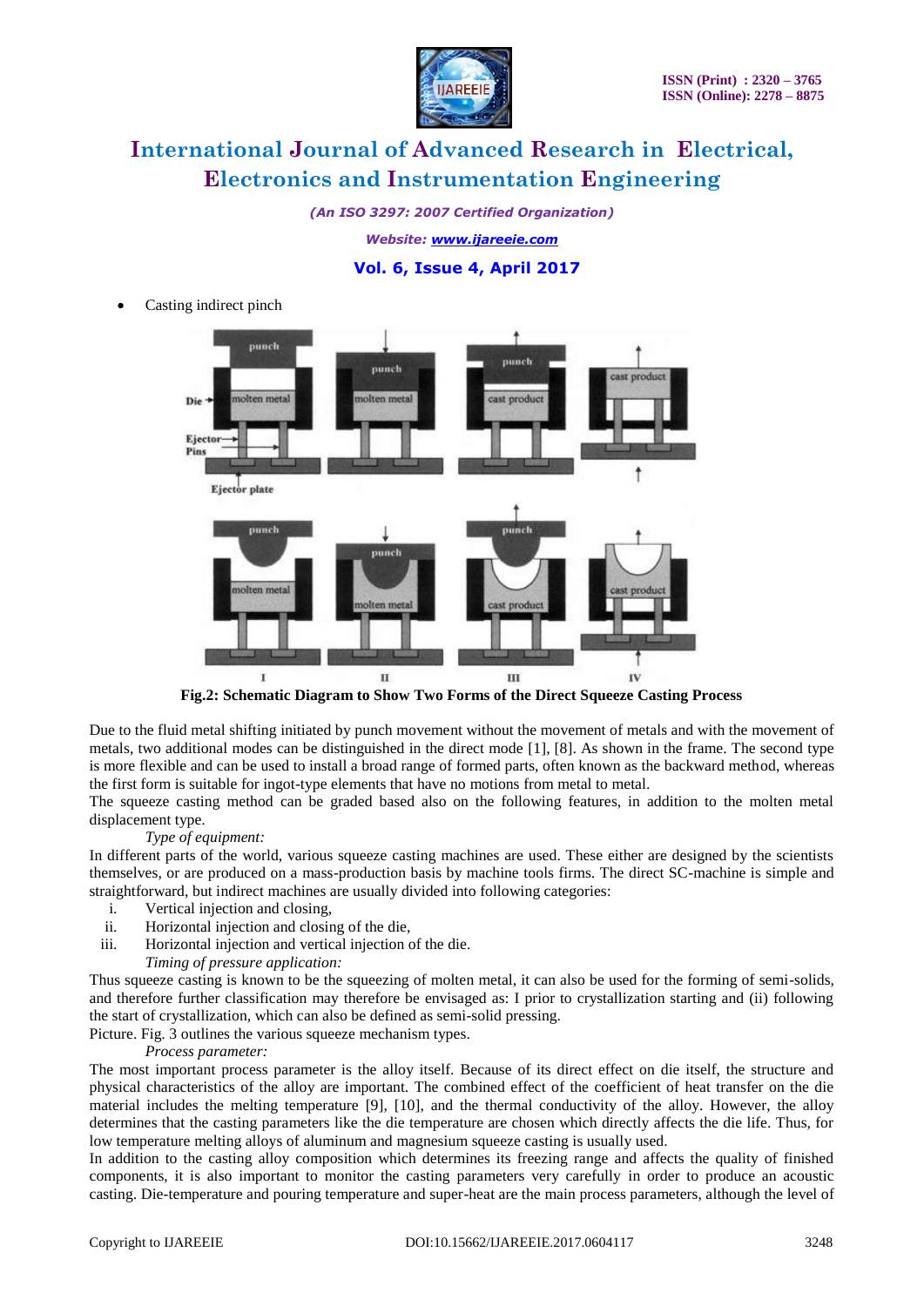- Casting indirect pinch

**Fig.2: Schematic Diagram to Show Two Forms of the Direct Squeeze Casting Process**

Due to the fluid metal shifting initiated by punch movement without the movement of metals and with the movement of metals, two additional modes can be distinguished in the direct mode [1], [8]. As shown in the frame. The second type is more flexible and can be used to install a broad range of formed parts, often known as the backward method, whereas the first form is suitable for ingot-type elements that have no motions from metal to metal.
The squeeze casting method can be graded based also on the following features, in addition to the molten metal displacement type.

*Type of equipment:*

In different parts of the world, various squeeze casting machines are used. These either are designed by the scientists themselves, or are produced on a mass-production basis by machine tools firms. The direct SC-machine is simple and straightforward, but indirect machines are usually divided into following categories:

i. Vertical injection and closing,
ii. Horizontal injection and closing of the die,
iii. Horizontal injection and vertical injection of the die.

*Timing of pressure application:*

Thus squeeze casting is known to be the squeezing of molten metal, it can also be used for the forming of semi-solids, and therefore further classification may therefore be envisaged as: I prior to crystallization starting and (ii) following the start of crystallization, which can also be defined as semi-solid pressing.
Picture. Fig. 3 outlines the various squeeze mechanism types.

*Process parameter:*

The most important process parameter is the alloy itself. Because of its direct effect on die itself, the structure and physical characteristics of the alloy are important. The combined effect of the coefficient of heat transfer on the die material includes the melting temperature [9], [10], and the thermal conductivity of the alloy. However, the alloy determines that the casting parameters like the die temperature are chosen which directly affects the die life. Thus, for low temperature melting alloys of aluminum and magnesium squeeze casting is usually used.
In addition to the casting alloy composition which determines its freezing range and affects the quality of finished components, it is also important to monitor the casting parameters very carefully in order to produce an acoustic casting. Die-temperature and pouring temperature and super-heat are the main process parameters, although the level of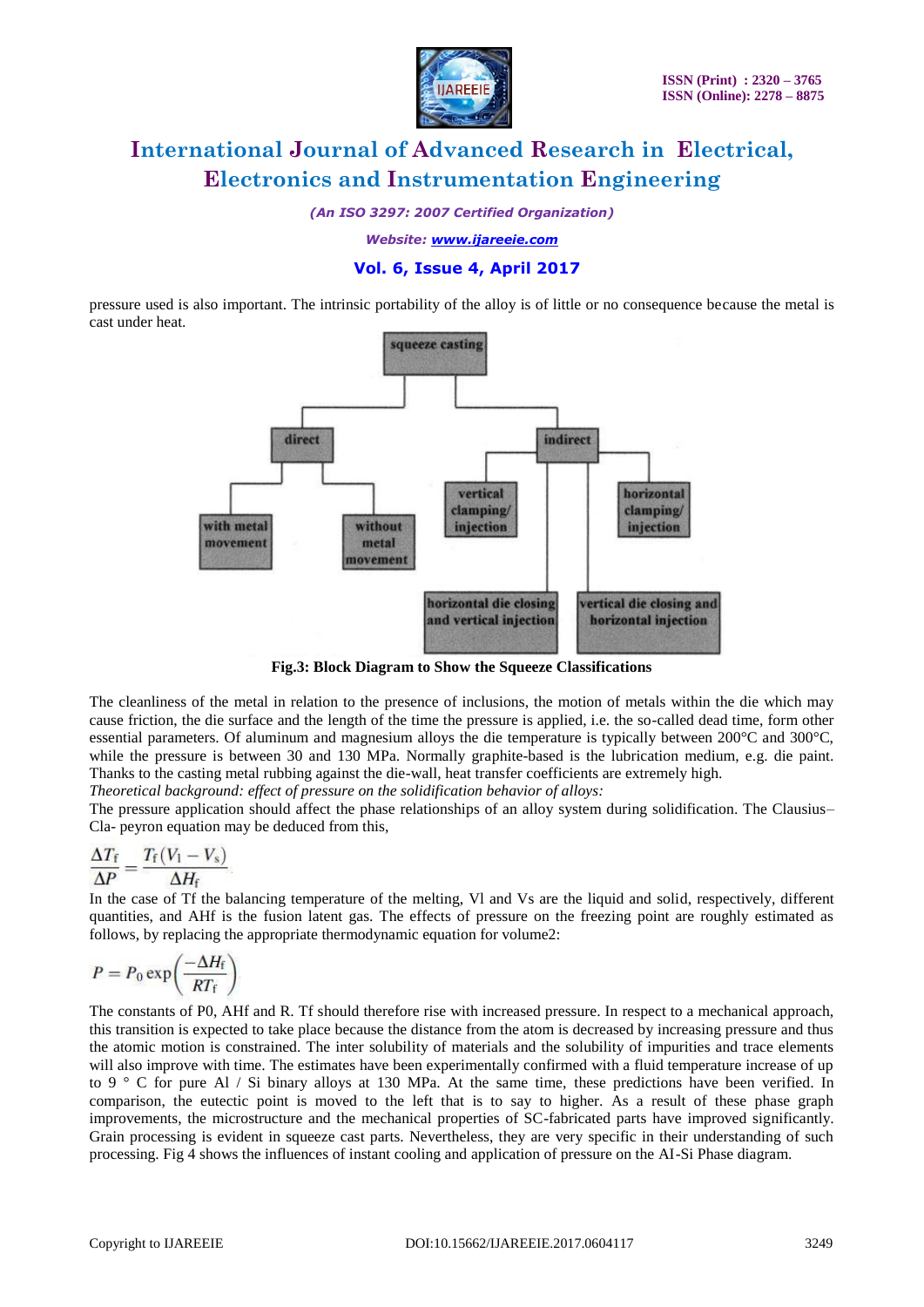pressure used is also important. The intrinsic portability of the alloy is of little or no consequence because the metal is cast under heat.

Fig.3: Block Diagram to Show the Squeeze Classifications

The cleanliness of the metal in relation to the presence of inclusions, the motion of metals within the die which may cause friction, the die surface and the length of the time the pressure is applied, i.e. the so-called dead time, form other essential parameters. Of aluminum and magnesium alloys the die temperature is typically between 200°C and 300°C, while the pressure is between 30 and 130 MPa. Normally graphite-based is the lubrication medium, e.g. die paint. Thanks to the casting metal rubbing against the die-wall, heat transfer coefficients are extremely high.

*Theoretical background: effect of pressure on the solidification behavior of alloys:*

The pressure application should affect the phase relationships of an alloy system during solidification. The Clausius–Cla- peyron equation may be deduced from this,

$$\frac{\Delta T_f}{\Delta P} = \frac{T_f(V_l - V_s)}{\Delta H_f}$$

In the case of Tf the balancing temperature of the melting, Vl and Vs are the liquid and solid, respectively, different quantities, and AHf is the fusion latent gas. The effects of pressure on the freezing point are roughly estimated as follows, by replacing the appropriate thermodynamic equation for volume2:

$$P = P_0 \exp\left(\frac{-\Delta H_f}{RT_f}\right)$$

The constants of P0, AHf and R. Tf should therefore rise with increased pressure. In respect to a mechanical approach, this transition is expected to take place because the distance from the atom is decreased by increasing pressure and thus the atomic motion is constrained. The inter solubility of materials and the solubility of impurities and trace elements will also improve with time. The estimates have been experimentally confirmed with a fluid temperature increase of up to 9 ° C for pure Al / Si binary alloys at 130 MPa. At the same time, these predictions have been verified. In comparison, the eutectic point is moved to the left that is to say to higher. As a result of these phase graph improvements, the microstructure and the mechanical properties of SC-fabricated parts have improved significantly. Grain processing is evident in squeeze cast parts. Nevertheless, they are very specific in their understanding of such processing. Fig 4 shows the influences of instant cooling and application of pressure on the AI-Si Phase diagram.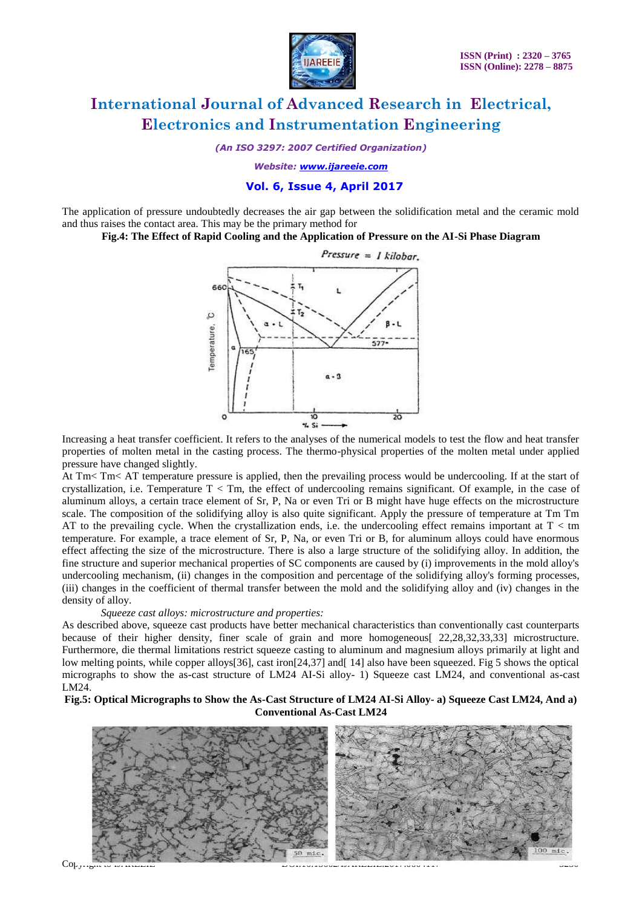The application of pressure undoubtedly decreases the air gap between the solidification metal and the ceramic mold and thus raises the contact area. This may be the primary method for

**Fig.4: The Effect of Rapid Cooling and the Application of Pressure on the AI-Si Phase Diagram**

Increasing a heat transfer coefficient. It refers to the analyses of the numerical models to test the flow and heat transfer properties of molten metal in the casting process. The thermo-physical properties of the molten metal under applied pressure have changed slightly.

At Tm< Tm< AT temperature pressure is applied, then the prevailing process would be undercooling. If at the start of crystallization, i.e. Temperature T < Tm, the effect of undercooling remains significant. Of example, in the case of aluminum alloys, a certain trace element of Sr, P, Na or even Tri or B might have huge effects on the microstructure scale. The composition of the solidifying alloy is also quite significant. Apply the pressure of temperature at Tm Tm AT to the prevailing cycle. When the crystallization ends, i.e. the undercooling effect remains important at T < tm temperature. For example, a trace element of Sr, P, Na, or even Tri or B, for aluminum alloys could have enormous effect affecting the size of the microstructure. There is also a large structure of the solidifying alloy. In addition, the fine structure and superior mechanical properties of SC components are caused by (i) improvements in the mold alloy's undercooling mechanism, (ii) changes in the composition and percentage of the solidifying alloy's forming processes, (iii) changes in the coefficient of thermal transfer between the mold and the solidifying alloy and (iv) changes in the density of alloy.

*Squeeze cast alloys: microstructure and properties:*

As described above, squeeze cast products have better mechanical characteristics than conventionally cast counterparts because of their higher density, finer scale of grain and more homogeneous[ 22,28,32,33,33] microstructure. Furthermore, die thermal limitations restrict squeeze casting to aluminum and magnesium alloys primarily at light and low melting points, while copper alloys[36], cast iron[24,37] and[ 14] also have been squeezed. Fig 5 shows the optical micrographs to show the as-cast structure of LM24 AI-Si alloy- 1) Squeeze cast LM24, and conventional as-cast LM24.

**Fig.5: Optical Micrographs to Show the As-Cast Structure of LM24 AI-Si Alloy- a) Squeeze Cast LM24, And a) Conventional As-Cast LM24**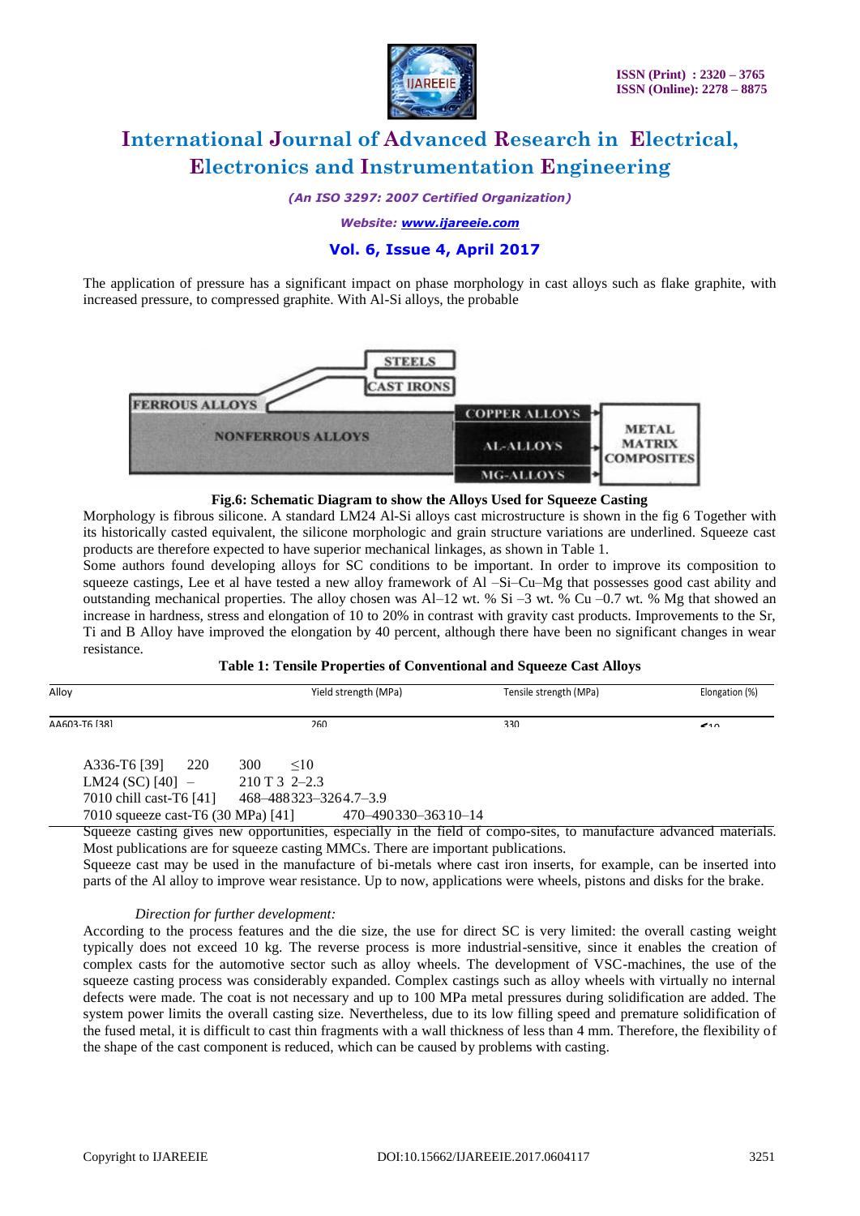The application of pressure has a significant impact on phase morphology in cast alloys such as flake graphite, with increased pressure, to compressed graphite. With Al-Si alloys, the probable

STEELS

CAST IRONS

FERROUS ALLOYS

NONFERROUS ALLOYS

COPPER ALLOYS

AL-ALLOYS

MG-ALLOYS

METAL MATRIX COMPOSITES

**Fig.6: Schematic Diagram to show the Alloys Used for Squeeze Casting**

Morphology is fibrous silicone. A standard LM24 Al-Si alloys cast microstructure is shown in the fig 6 Together with its historically casted equivalent, the silicone morphologic and grain structure variations are underlined. Squeeze cast products are therefore expected to have superior mechanical linkages, as shown in Table 1.

Some authors found developing alloys for SC conditions to be important. In order to improve its composition to squeeze castings, Lee et al have tested a new alloy framework of Al –Si–Cu–Mg that possesses good cast ability and outstanding mechanical properties. The alloy chosen was Al–12 wt. % Si –3 wt. % Cu –0.7 wt. % Mg that showed an increase in hardness, stress and elongation of 10 to 20% in contrast with gravity cast products. Improvements to the Sr, Ti and B Alloy have improved the elongation by 40 percent, although there have been no significant changes in wear resistance.

**Table 1: Tensile Properties of Conventional and Squeeze Cast Alloys**

| Alloy | Yield strength (MPa) | Tensile strength (MPa) | Elongation (%) |
|---|---|---|---|
| AA603-T6 [38] | 260 | 330 | <10 |
| A336-T6 [39] | 220 | 300 | ≤10 |
| LM24 (SC) [40] | – | 210 T 3 | 2–2.3 |
| 7010 chill cast-T6 [41] | 468–488 | 323–326 | 4.7–3.9 |
| 7010 squeeze cast-T6 (30 MPa) [41] | 470–490 | 330–363 | 10–14 |

Squeeze casting gives new opportunities, especially in the field of compo-sites, to manufacture advanced materials. Most publications are for squeeze casting MMCs. There are important publications.

Squeeze cast may be used in the manufacture of bi-metals where cast iron inserts, for example, can be inserted into parts of the Al alloy to improve wear resistance. Up to now, applications were wheels, pistons and disks for the brake.

*Direction for further development:*

According to the process features and the die size, the use for direct SC is very limited: the overall casting weight typically does not exceed 10 kg. The reverse process is more industrial-sensitive, since it enables the creation of complex casts for the automotive sector such as alloy wheels. The development of VSC-machines, the use of the squeeze casting process was considerably expanded. Complex castings such as alloy wheels with virtually no internal defects were made. The coat is not necessary and up to 100 MPa metal pressures during solidification are added. The system power limits the overall casting size. Nevertheless, due to its low filling speed and premature solidification of the fused metal, it is difficult to cast thin fragments with a wall thickness of less than 4 mm. Therefore, the flexibility of the shape of the cast component is reduced, which can be caused by problems with casting.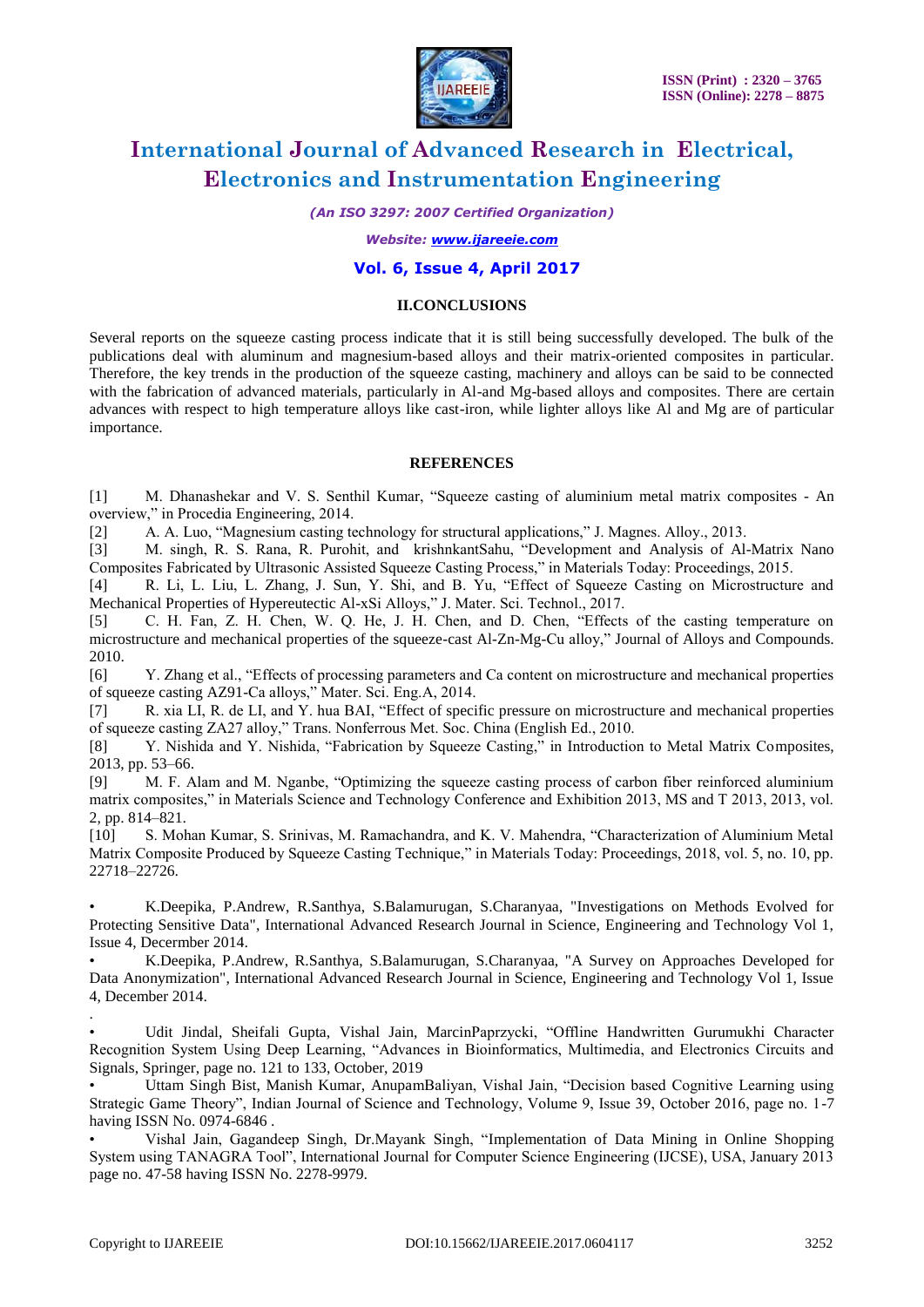## II.CONCLUSIONS

Several reports on the squeeze casting process indicate that it is still being successfully developed. The bulk of the publications deal with aluminum and magnesium-based alloys and their matrix-oriented composites in particular. Therefore, the key trends in the production of the squeeze casting, machinery and alloys can be said to be connected with the fabrication of advanced materials, particularly in Al-and Mg-based alloys and composites. There are certain advances with respect to high temperature alloys like cast-iron, while lighter alloys like Al and Mg are of particular importance.

## REFERENCES

[1] M. Dhanashekar and V. S. Senthil Kumar, "Squeeze casting of aluminium metal matrix composites - An overview," in Procedia Engineering, 2014.

[2] A. A. Luo, "Magnesium casting technology for structural applications," J. Magnes. Alloy., 2013.

[3] M. singh, R. S. Rana, R. Purohit, and krishnkantSahu, "Development and Analysis of Al-Matrix Nano Composites Fabricated by Ultrasonic Assisted Squeeze Casting Process," in Materials Today: Proceedings, 2015.

[4] R. Li, L. Liu, L. Zhang, J. Sun, Y. Shi, and B. Yu, "Effect of Squeeze Casting on Microstructure and Mechanical Properties of Hypereutectic Al-xSi Alloys," J. Mater. Sci. Technol., 2017.

[5] C. H. Fan, Z. H. Chen, W. Q. He, J. H. Chen, and D. Chen, "Effects of the casting temperature on microstructure and mechanical properties of the squeeze-cast Al-Zn-Mg-Cu alloy," Journal of Alloys and Compounds. 2010.

[6] Y. Zhang et al., "Effects of processing parameters and Ca content on microstructure and mechanical properties of squeeze casting AZ91-Ca alloys," Mater. Sci. Eng.A, 2014.

[7] R. xia LI, R. de LI, and Y. hua BAI, "Effect of specific pressure on microstructure and mechanical properties of squeeze casting ZA27 alloy," Trans. Nonferrous Met. Soc. China (English Ed., 2010.

[8] Y. Nishida and Y. Nishida, "Fabrication by Squeeze Casting," in Introduction to Metal Matrix Composites, 2013, pp. 53–66.

[9] M. F. Alam and M. Nganbe, "Optimizing the squeeze casting process of carbon fiber reinforced aluminium matrix composites," in Materials Science and Technology Conference and Exhibition 2013, MS and T 2013, 2013, vol. 2, pp. 814–821.

[10] S. Mohan Kumar, S. Srinivas, M. Ramachandra, and K. V. Mahendra, "Characterization of Aluminium Metal Matrix Composite Produced by Squeeze Casting Technique," in Materials Today: Proceedings, 2018, vol. 5, no. 10, pp. 22718–22726.

- K.Deepika, P.Andrew, R.Santhya, S.Balamurugan, S.Charanyaa, "Investigations on Methods Evolved for Protecting Sensitive Data", International Advanced Research Journal in Science, Engineering and Technology Vol 1, Issue 4, Decermber 2014.
- K.Deepika, P.Andrew, R.Santhya, S.Balamurugan, S.Charanyaa, "A Survey on Approaches Developed for Data Anonymization", International Advanced Research Journal in Science, Engineering and Technology Vol 1, Issue 4, December 2014.

.

- Udit Jindal, Sheifali Gupta, Vishal Jain, MarcinPaprzycki, "Offline Handwritten Gurumukhi Character Recognition System Using Deep Learning, "Advances in Bioinformatics, Multimedia, and Electronics Circuits and Signals, Springer, page no. 121 to 133, October, 2019
- Uttam Singh Bist, Manish Kumar, AnupamBaliyan, Vishal Jain, "Decision based Cognitive Learning using Strategic Game Theory", Indian Journal of Science and Technology, Volume 9, Issue 39, October 2016, page no. 1-7 having ISSN No. 0974-6846 .
- Vishal Jain, Gagandeep Singh, Dr.Mayank Singh, "Implementation of Data Mining in Online Shopping System using TANAGRA Tool", International Journal for Computer Science Engineering (IJCSE), USA, January 2013 page no. 47-58 having ISSN No. 2278-9979.